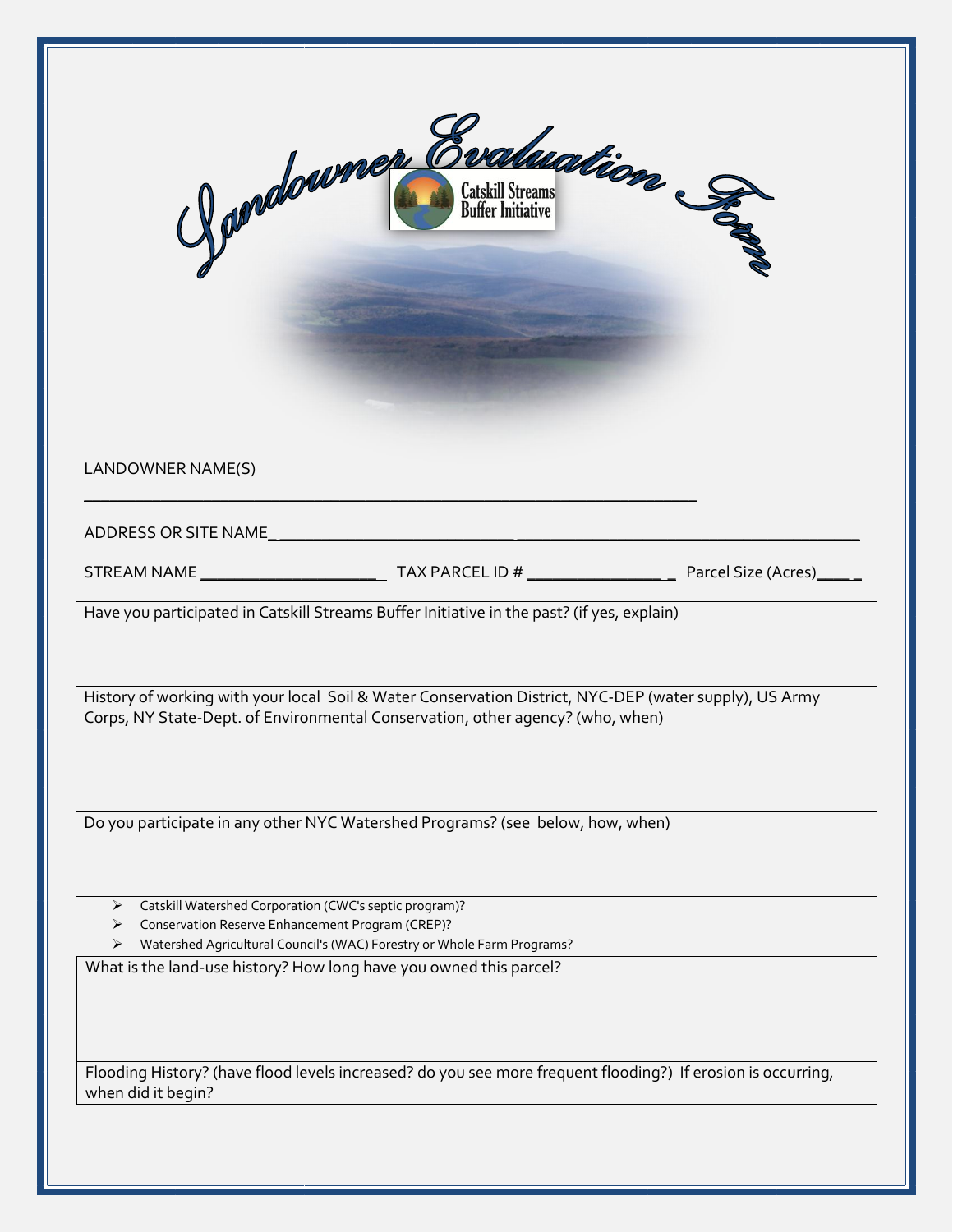# Landowner Evaluation Form

Catskill Streams Buffer Initiative

LANDOWNER NAME(S)

______________________________________________________________________

ADDRESS OR SITE NAME______________________________________________________________

STREAM NAME ____________________ TAX PARCEL ID # _______________ Parcel Size (Acres)_____

Have you participated in Catskill Streams Buffer Initiative in the past? (if yes, explain)

History of working with your local Soil & Water Conservation District, NYC-DEP (water supply), US Army Corps, NY State-Dept. of Environmental Conservation, other agency? (who, when)

Do you participate in any other NYC Watershed Programs? (see below, how, when)

- Catskill Watershed Corporation (CWC's septic program)?
- Conservation Reserve Enhancement Program (CREP)?
- Watershed Agricultural Council's (WAC) Forestry or Whole Farm Programs?

What is the land-use history? How long have you owned this parcel?

Flooding History? (have flood levels increased? do you see more frequent flooding?) If erosion is occurring, when did it begin?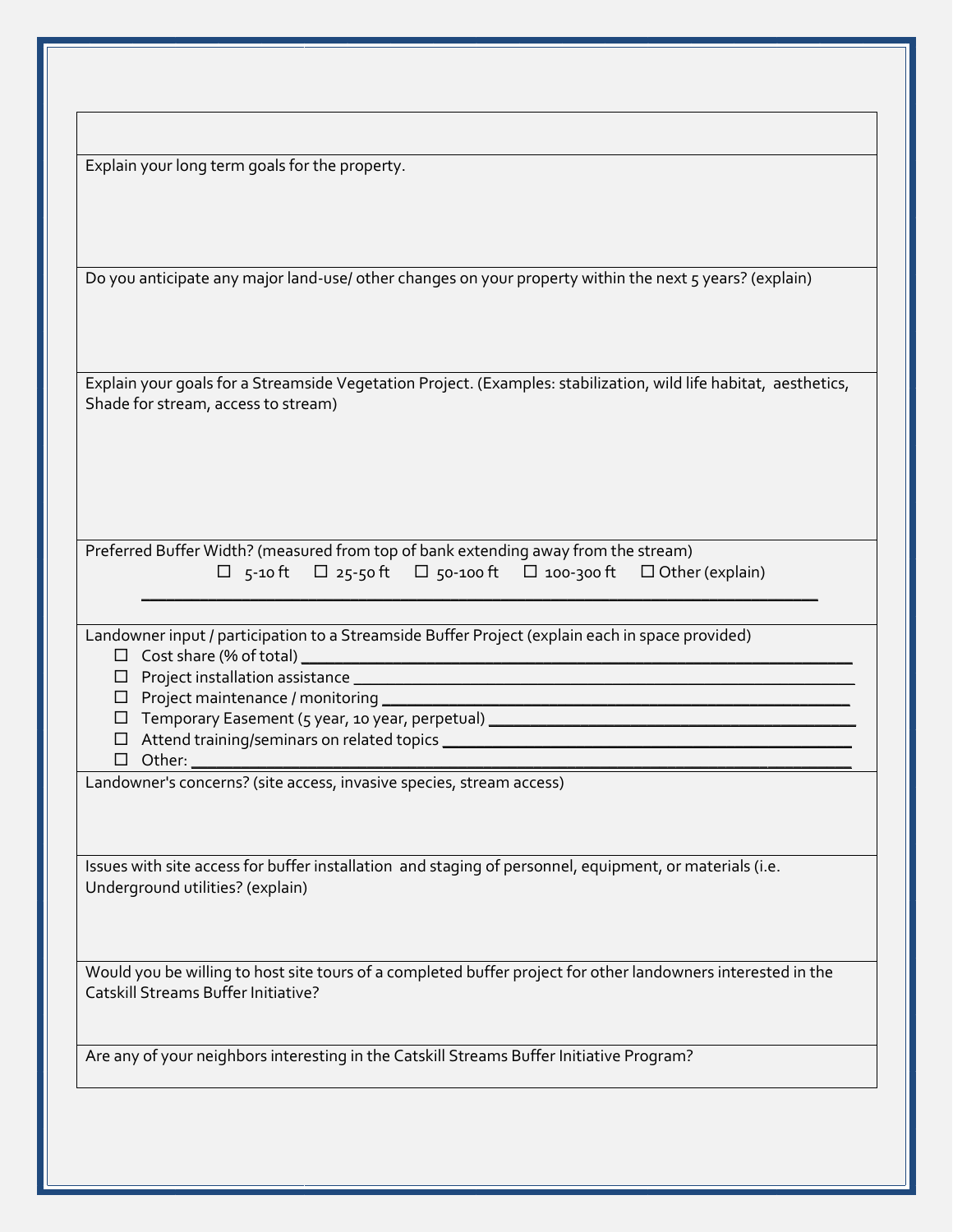Explain your long term goals for the property.

Do you anticipate any major land-use/ other changes on your property within the next 5 years? (explain)

Explain your goals for a Streamside Vegetation Project. (Examples: stabilization, wild life habitat, aesthetics, Shade for stream, access to stream)

Preferred Buffer Width? (measured from top of bank extending away from the stream)

☐ 5-10 ft ☐ 25-50 ft ☐ 50-100 ft ☐ 100-300 ft ☐ Other (explain)

___________________________________________________________________________

Landowner input / participation to a Streamside Buffer Project (explain each in space provided)

- ☐ Cost share (% of total) ___________________________________________________________
- ☐ Project installation assistance ______________________________________________________
- ☐ Project maintenance / monitoring ___________________________________________________
- ☐ Temporary Easement (5 year, 10 year, perpetual) _____________________________________
- ☐ Attend training/seminars on related topics ____________________________________________
- ☐ Other: __________________________________________________________________________

Landowner's concerns? (site access, invasive species, stream access)

Issues with site access for buffer installation and staging of personnel, equipment, or materials (i.e. Underground utilities? (explain)

Would you be willing to host site tours of a completed buffer project for other landowners interested in the Catskill Streams Buffer Initiative?

Are any of your neighbors interesting in the Catskill Streams Buffer Initiative Program?